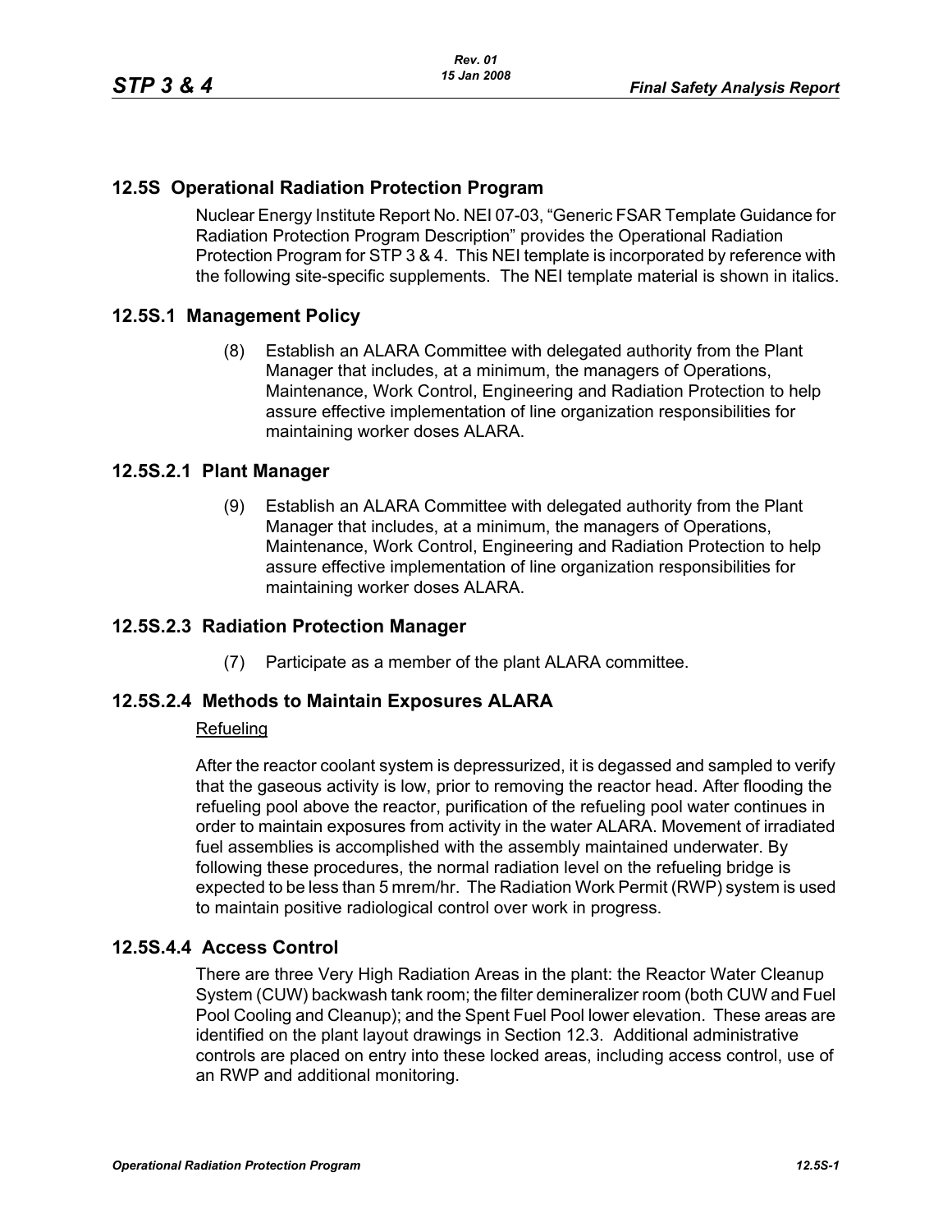## 12.5S Operational Radiation Protection Program

Nuclear Energy Institute Report No. NEI 07-03, "Generic FSAR Template Guidance for Radiation Protection Program Description" provides the Operational Radiation Protection Program for STP 3 & 4. This NEI template is incorporated by reference with the following site-specific supplements. The NEI template material is shown in italics.

## 12.5S.1 Management Policy

(8) Establish an ALARA Committee with delegated authority from the Plant Manager that includes, at a minimum, the managers of Operations, Maintenance, Work Control, Engineering and Radiation Protection to help assure effective implementation of line organization responsibilities for maintaining worker doses ALARA.

## 12.5S.2.1 Plant Manager

(9) Establish an ALARA Committee with delegated authority from the Plant Manager that includes, at a minimum, the managers of Operations, Maintenance, Work Control, Engineering and Radiation Protection to help assure effective implementation of line organization responsibilities for maintaining worker doses ALARA.

## 12.5S.2.3 Radiation Protection Manager

(7) Participate as a member of the plant ALARA committee.

## 12.5S.2.4 Methods to Maintain Exposures ALARA

Refueling

After the reactor coolant system is depressurized, it is degassed and sampled to verify that the gaseous activity is low, prior to removing the reactor head. After flooding the refueling pool above the reactor, purification of the refueling pool water continues in order to maintain exposures from activity in the water ALARA. Movement of irradiated fuel assemblies is accomplished with the assembly maintained underwater. By following these procedures, the normal radiation level on the refueling bridge is expected to be less than 5 mrem/hr. The Radiation Work Permit (RWP) system is used to maintain positive radiological control over work in progress.

## 12.5S.4.4 Access Control

There are three Very High Radiation Areas in the plant: the Reactor Water Cleanup System (CUW) backwash tank room; the filter demineralizer room (both CUW and Fuel Pool Cooling and Cleanup); and the Spent Fuel Pool lower elevation. These areas are identified on the plant layout drawings in Section 12.3. Additional administrative controls are placed on entry into these locked areas, including access control, use of an RWP and additional monitoring.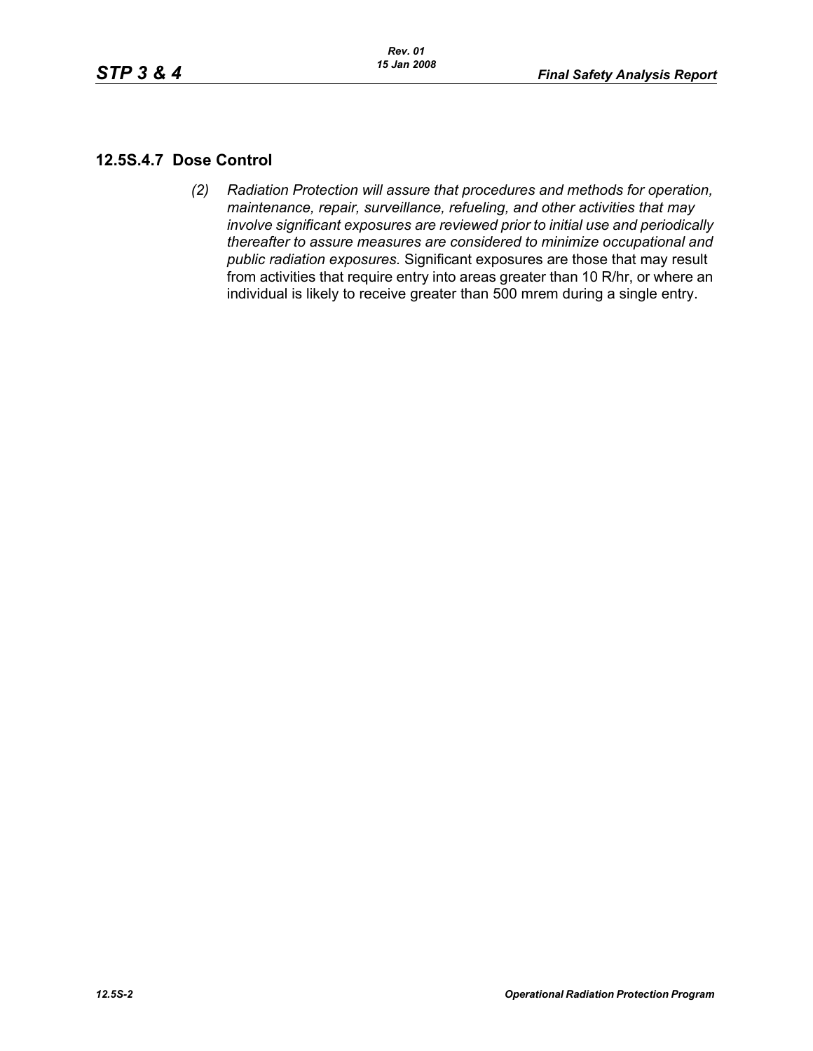## 12.5S.4.7 Dose Control

(2) *Radiation Protection will assure that procedures and methods for operation, maintenance, repair, surveillance, refueling, and other activities that may involve significant exposures are reviewed prior to initial use and periodically thereafter to assure measures are considered to minimize occupational and public radiation exposures.* Significant exposures are those that may result from activities that require entry into areas greater than 10 R/hr, or where an individual is likely to receive greater than 500 mrem during a single entry.